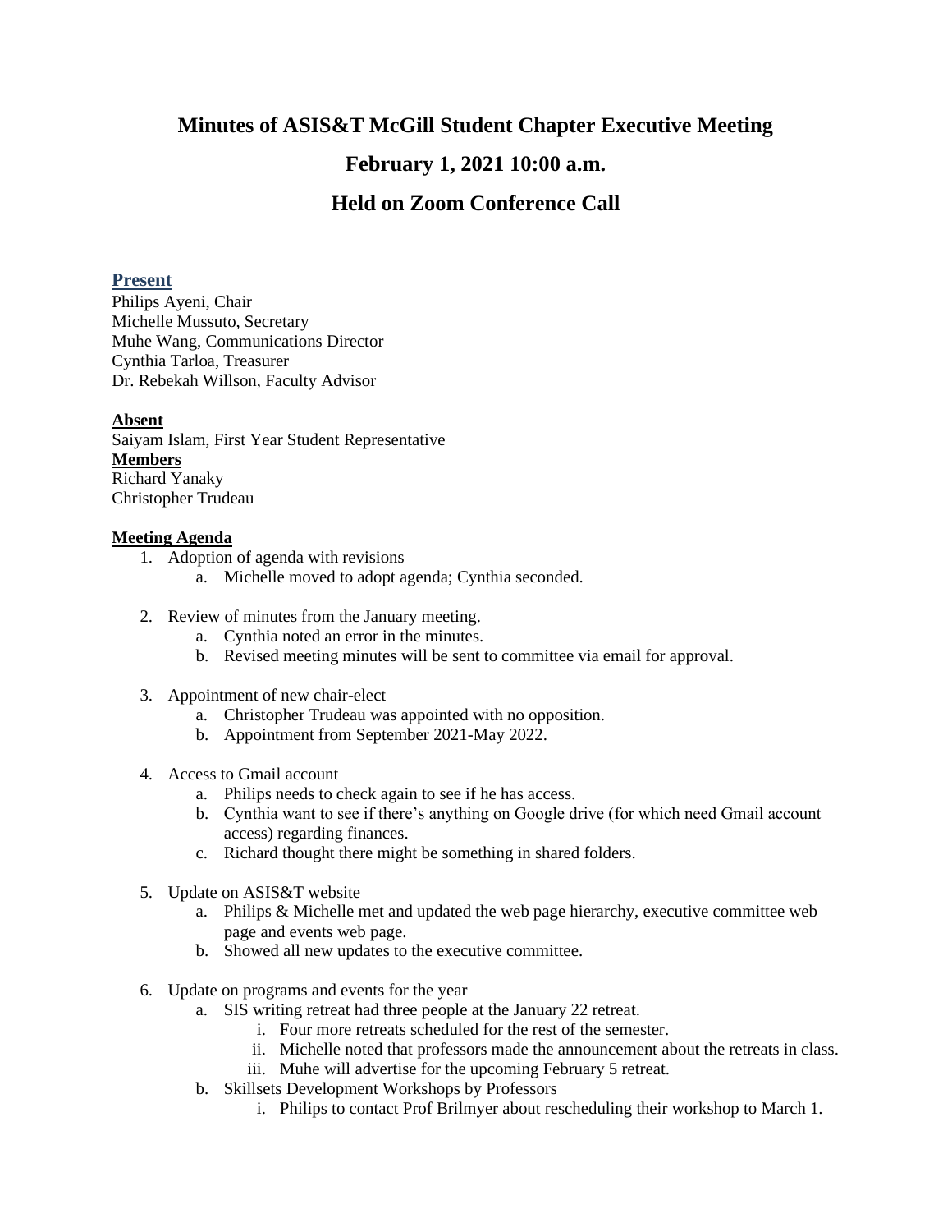# Minutes of ASIS&T McGill Student Chapter Executive Meeting

## February 1, 2021 10:00 a.m.

## Held on Zoom Conference Call

### Present

Philips Ayeni, Chair
Michelle Mussuto, Secretary
Muhe Wang, Communications Director
Cynthia Tarloa, Treasurer
Dr. Rebekah Willson, Faculty Advisor

**Absent**

Saiyam Islam, First Year Student Representative

**Members**

Richard Yanaky
Christopher Trudeau

**Meeting Agenda**

1. Adoption of agenda with revisions
   a. Michelle moved to adopt agenda; Cynthia seconded.

2. Review of minutes from the January meeting.
   a. Cynthia noted an error in the minutes.
   b. Revised meeting minutes will be sent to committee via email for approval.

3. Appointment of new chair-elect
   a. Christopher Trudeau was appointed with no opposition.
   b. Appointment from September 2021-May 2022.

4. Access to Gmail account
   a. Philips needs to check again to see if he has access.
   b. Cynthia want to see if there's anything on Google drive (for which need Gmail account access) regarding finances.
   c. Richard thought there might be something in shared folders.

5. Update on ASIS&T website
   a. Philips & Michelle met and updated the web page hierarchy, executive committee web page and events web page.
   b. Showed all new updates to the executive committee.

6. Update on programs and events for the year
   a. SIS writing retreat had three people at the January 22 retreat.
      i. Four more retreats scheduled for the rest of the semester.
      ii. Michelle noted that professors made the announcement about the retreats in class.
      iii. Muhe will advertise for the upcoming February 5 retreat.
   b. Skillsets Development Workshops by Professors
      i. Philips to contact Prof Brilmyer about rescheduling their workshop to March 1.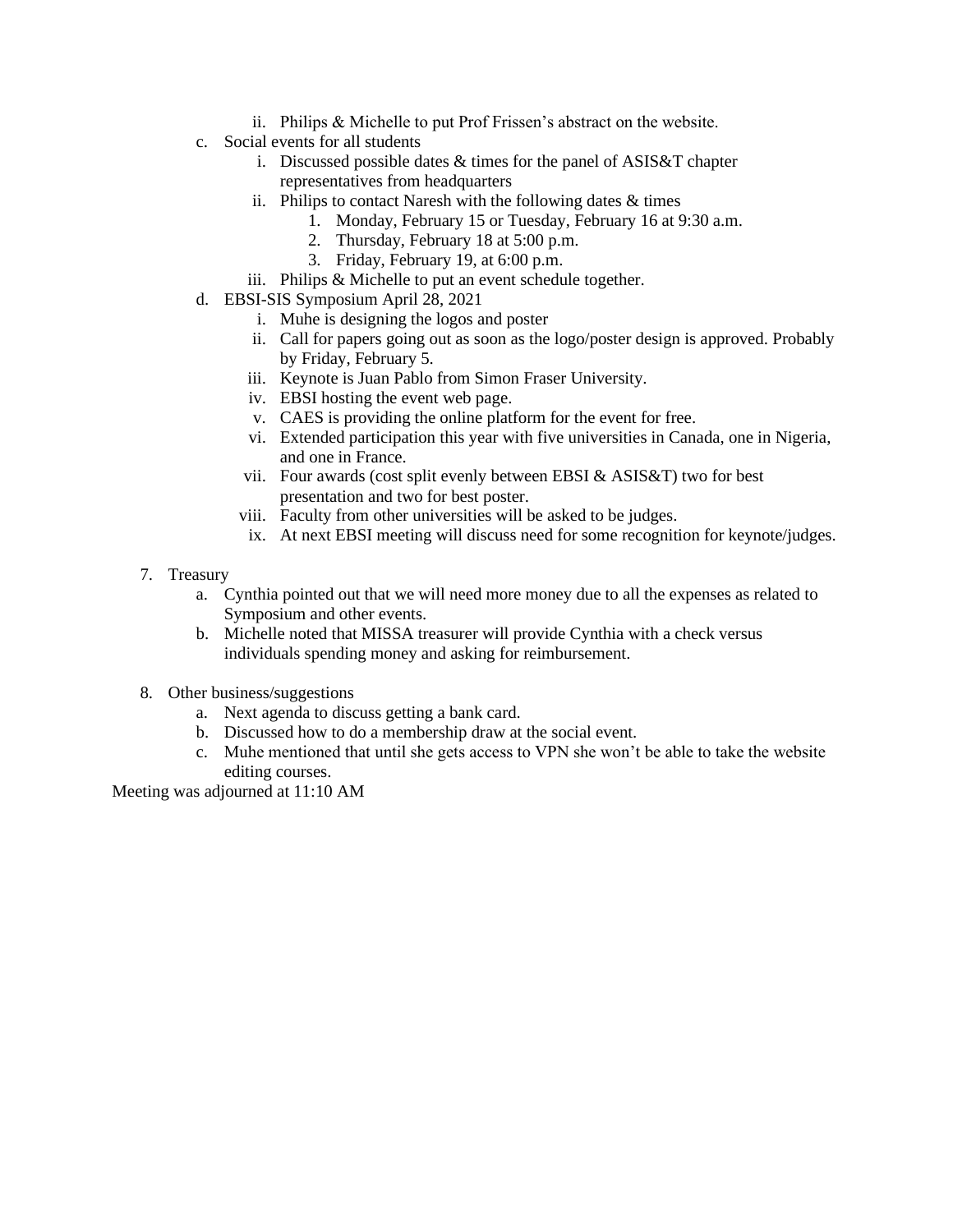ii. Philips & Michelle to put Prof Frissen's abstract on the website.

c. Social events for all students
   i. Discussed possible dates & times for the panel of ASIS&T chapter representatives from headquarters
   ii. Philips to contact Naresh with the following dates & times
      1. Monday, February 15 or Tuesday, February 16 at 9:30 a.m.
      2. Thursday, February 18 at 5:00 p.m.
      3. Friday, February 19, at 6:00 p.m.
   iii. Philips & Michelle to put an event schedule together.

d. EBSI-SIS Symposium April 28, 2021
   i. Muhe is designing the logos and poster
   ii. Call for papers going out as soon as the logo/poster design is approved. Probably by Friday, February 5.
   iii. Keynote is Juan Pablo from Simon Fraser University.
   iv. EBSI hosting the event web page.
   v. CAES is providing the online platform for the event for free.
   vi. Extended participation this year with five universities in Canada, one in Nigeria, and one in France.
   vii. Four awards (cost split evenly between EBSI & ASIS&T) two for best presentation and two for best poster.
   viii. Faculty from other universities will be asked to be judges.
   ix. At next EBSI meeting will discuss need for some recognition for keynote/judges.

7. Treasury
   a. Cynthia pointed out that we will need more money due to all the expenses as related to Symposium and other events.
   b. Michelle noted that MISSA treasurer will provide Cynthia with a check versus individuals spending money and asking for reimbursement.

8. Other business/suggestions
   a. Next agenda to discuss getting a bank card.
   b. Discussed how to do a membership draw at the social event.
   c. Muhe mentioned that until she gets access to VPN she won't be able to take the website editing courses.

Meeting was adjourned at 11:10 AM